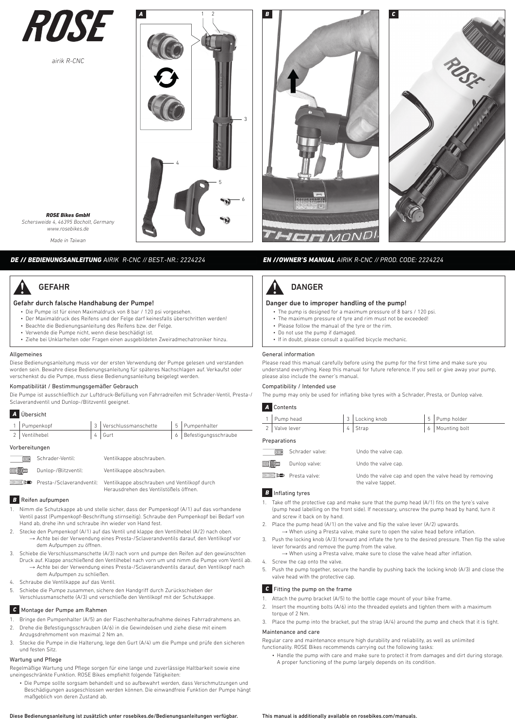# ROSE

*airik R-CNC*

***ROSE Bikes GmbH***
*Schersweide 4, 46395 Bocholt, Germany*
*www.rosebikes.de*

*Made in Taiwan*

## *DE // BEDIENUNGSANLEITUNG AIRIK R-CNC // BEST.-NR.: 2224224*

### GEFAHR

**Gefahr durch falsche Handhabung der Pumpe!**

- Die Pumpe ist für einen Maximaldruck von 8 bar / 120 psi vorgesehen.
- Der Maximaldruck des Reifens und der Felge darf keinesfalls überschritten werden!
- Beachte die Bedienungsanleitung des Reifens bzw. der Felge.
- Verwende die Pumpe nicht, wenn diese beschädigt ist.
- Ziehe bei Unklarheiten oder Fragen einen ausgebildeten Zweiradmechatroniker hinzu.

#### Allgemeines

Diese Bedienungsanleitung muss vor der ersten Verwendung der Pumpe gelesen und verstanden worden sein. Bewahre diese Bedienungsanleitung für späteres Nachschlagen auf. Verkaufst oder verschenkst du die Pumpe, muss diese Bedienungsanleitung beigelegt werden.

#### Kompatibilität / Bestimmungsgemäßer Gebrauch

Die Pumpe ist ausschließlich zur Luftdruck-Befüllung von Fahrradreifen mit Schrader-Ventil, Presta-/ Sclaverandventil und Dunlop-/Blitzventil geeignet.

#### A Übersicht

| | | | | | |
|---|---|---|---|---|---|
| 1 | Pumpenkopf | 3 | Verschlussmanschette | 5 | Pumpenhalter |
| 2 | Ventilhebel | 4 | Gurt | 6 | Befestigungsschraube |

#### Vorbereitungen

| | |
|---|---|
| Schrader-Ventil: | Ventilkappe abschrauben. |
| Dunlop-/Blitzventil: | Ventilkappe abschrauben. |
| Presta-/Sclaverandventil: | Ventilkappe abschrauben und Ventilkopf durch Herausdrehen des Ventilstößels öffnen. |

#### B Reifen aufpumpen

1. Nimm die Schutzkappe ab und stelle sicher, dass der Pumpenkopf (A/1) auf das vorhandene Ventil passt (Pumpenkopf-Beschriftung stirnseitig). Schraube den Pumpenkopf bei Bedarf von Hand ab, drehe ihn und schraube ihn wieder von Hand fest.
2. Stecke den Pumpenkopf (A/1) auf das Ventil und klappe den Ventilhebel (A/2) nach oben.
   → Achte bei der Verwendung eines Presta-/Sclaverandventils darauf, den Ventilkopf vor dem Aufpumpen zu öffnen.
3. Schiebe die Verschlussmanschette (A/3) nach vorn und pumpe den Reifen auf den gewünschten Druck auf. Klappe anschließend den Ventilhebel nach vorn um und nimm die Pumpe vom Ventil ab.
   → Achte bei der Verwendung eines Presta-/Sclaverandventils darauf, den Ventilkopf nach dem Aufpumpen zu schließen.
4. Schraube die Ventilkappe auf das Ventil.
5. Schiebe die Pumpe zusammen, sichere den Handgriff durch Zurückschieben der Verschlussmanschette (A/3) und verschließe den Ventilkopf mit der Schutzkappe.

#### C Montage der Pumpe am Rahmen

1. Bringe den Pumpenhalter (A/5) an der Flaschenhalteraufnahme deines Fahrradrahmens an.
2. Drehe die Befestigungsschrauben (A/6) in die Gewindeösen und ziehe diese mit einem Anzugsdrehmoment von maximal 2 Nm an.
3. Stecke die Pumpe in die Halterung, lege den Gurt (A/4) um die Pumpe und prüfe den sicheren und festen Sitz.

#### Wartung und Pflege

Regelmäßige Wartung und Pflege sorgen für eine lange und zuverlässige Haltbarkeit sowie eine uneingeschränkte Funktion. ROSE Bikes empfiehlt folgende Tätigkeiten:

- Die Pumpe sollte sorgsam behandelt und so aufbewahrt werden, dass Verschmutzungen und Beschädigungen ausgeschlossen werden können. Die einwandfreie Funktion der Pumpe hängt maßgeblich von deren Zustand ab.

**Diese Bedienungsanleitung ist zusätzlich unter rosebikes.de/Bedienungsanleitungen verfügbar.**

## *EN //OWNER'S MANUAL AIRIK R-CNC // PROD. CODE: 2224224*

### DANGER

**Danger due to improper handling of the pump!**

- The pump is designed for a maximum pressure of 8 bars / 120 psi.
- The maximum pressure of tyre and rim must not be exceeded!
- Please follow the manual of the tyre or the rim.
- Do not use the pump if damaged.
- If in doubt, please consult a qualified bicycle mechanic.

#### General information

Please read this manual carefully before using the pump for the first time and make sure you understand everything. Keep this manual for future reference. If you sell or give away your pump, please also include the owner's manual.

#### Compatibility / Intended use

The pump may only be used for inflating bike tyres with a Schrader, Presta, or Dunlop valve.

#### A Contents

| | | | | | |
|---|---|---|---|---|---|
| 1 | Pump head | 3 | Locking knob | 5 | Pump holder |
| 2 | Valve lever | 4 | Strap | 6 | Mounting bolt |

#### Preparations

| | |
|---|---|
| Schrader valve: | Undo the valve cap. |
| Dunlop valve: | Undo the valve cap. |
| Presta valve: | Undo the valve cap and open the valve head by removing the valve tappet. |

#### B Inflating tyres

1. Take off the protective cap and make sure that the pump head (A/1) fits on the tyre's valve (pump head labelling on the front side). If necessary, unscrew the pump head by hand, turn it and screw it back on by hand.
2. Place the pump head (A/1) on the valve and flip the valve lever (A/2) upwards.
   → When using a Presta valve, make sure to open the valve head before inflation.
3. Push the locking knob (A/3) forward and inflate the tyre to the desired pressure. Then flip the valve lever forwards and remove the pump from the valve.
   → When using a Presta valve, make sure to close the valve head after inflation.
4. Screw the cap onto the valve.
5. Push the pump together, secure the handle by pushing back the locking knob (A/3) and close the valve head with the protective cap.

#### C Fitting the pump on the frame

1. Attach the pump bracket (A/5) to the bottle cage mount of your bike frame.
2. Insert the mounting bolts (A/6) into the threaded eyelets and tighten them with a maximum torque of 2 Nm.
3. Place the pump into the bracket, put the strap (A/4) around the pump and check that it is tight.

#### Maintenance and care

Regular care and maintenance ensure high durability and reliability, as well as unlimited functionality. ROSE Bikes recommends carrying out the following tasks:

- Handle the pump with care and make sure to protect it from damages and dirt during storage. A proper functioning of the pump largely depends on its condition.

**This manual is additionally available on rosebikes.com/manuals.**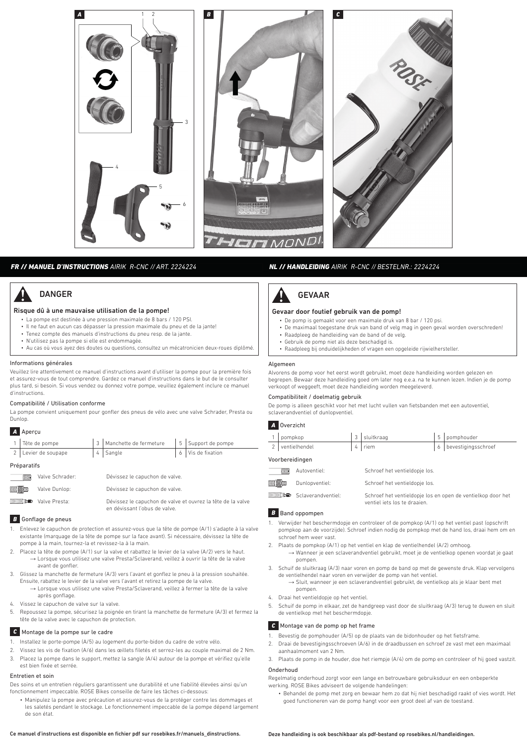**FR // MANUEL D'INSTRUCTIONS** *AIRIK R-CNC // ART. 2224224*

## DANGER

### Risque dû à une mauvaise utilisation de la pompe!

- La pompe est destinée à une pression maximale de 8 bars / 120 PSI.
- Il ne faut en aucun cas dépasser la pression maximale du pneu et de la jante!
- Tenez compte des manuels d'instructions du pneu resp. de la jante.
- N'utilisez pas la pompe si elle est endommagée.
- Au cas où vous ayez des doutes ou questions, consultez un mécatronicien deux-roues diplômé.

### Informations générales

Veuillez lire attentivement ce manuel d'instructions avant d'utiliser la pompe pour la première fois et assurez-vous de tout comprendre. Gardez ce manuel d'instructions dans le but de le consulter plus tard, si besoin. Si vous vendez ou donnez votre pompe, veuillez également inclure ce manuel d'instructions.

### Compatibilité / Utilisation conforme

La pompe convient uniquement pour gonfler des pneus de vélo avec une valve Schrader, Presta ou Dunlop.

### A Aperçu

| | | | | | |
|---|---|---|---|---|---|
| 1 | Tête de pompe | 3 | Manchette de fermeture | 5 | Support de pompe |
| 2 | Levier de soupape | 4 | Sangle | 6 | Vis de fixation |

### Préparatifs

| | |
|---|---|
| Valve Schrader: | Dévissez le capuchon de valve. |
| Valve Dunlop: | Dévissez le capuchon de valve. |
| Valve Presta: | Dévissez le capuchon de valve et ouvrez la tête de la valve en dévissant l'obus de valve. |

### B Gonflage de pneus

1. Enlevez le capuchon de protection et assurez-vous que la tête de pompe (A/1) s'adapte à la valve existante (marquage de la tête de pompe sur la face avant). Si nécessaire, dévissez la tête de pompe à la main, tournez-la et revissez-la à la main.
2. Placez la tête de pompe (A/1) sur la valve et rabattez le levier de la valve (A/2) vers le haut.
   → Lorsque vous utilisez une valve Presta/Sclaverand, veillez à ouvrir la tête de la valve avant de gonfler.
3. Glissez la manchette de fermeture (A/3) vers l'avant et gonflez le pneu à la pression souhaitée. Ensuite, rabattez le levier de la valve vers l'avant et retirez la pompe de la valve.
   → Lorsque vous utilisez une valve Presta/Sclaverand, veillez à fermer la tête de la valve après gonflage.
4. Vissez le capuchon de valve sur la valve.
5. Repoussez la pompe, sécurisez la poignée en tirant la manchette de fermeture (A/3) et fermez la tête de la valve avec le capuchon de protection.

### C Montage de la pompe sur le cadre

1. Installez le porte-pompe (A/5) au logement du porte-bidon du cadre de votre vélo.
2. Vissez les vis de fixation (A/6) dans les œillets filetés et serrez-les au couple maximal de 2 Nm.
3. Placez la pompe dans le support, mettez la sangle (A/4) autour de la pompe et vérifiez qu'elle est bien fixée et serrée.

### Entretien et soin

Des soins et un entretien réguliers garantissent une durabilité et une fiabilité élevées ainsi qu'un fonctionnement impeccable. ROSE Bikes conseille de faire les tâches ci-dessous:

- Manipulez la pompe avec précaution et assurez-vous de la protéger contre les dommages et les saletés pendant le stockage. Le fonctionnement impeccable de la pompe dépend largement de son état.

**Ce manuel d'instructions est disponible en fichier pdf sur rosebikes.fr/manuels_dinstructions.**

**NL // HANDLEIDING** *AIRIK R-CNC // BESTELNR.: 2224224*

## GEVAAR

### Gevaar door foutief gebruik van de pomp!

- De pomp is gemaakt voor een maximale druk van 8 bar / 120 psi.
- De maximaal toegestane druk van band of velg mag in geen geval worden overschreden!
- Raadpleeg de handleiding van de band of de velg.
- Gebruik de pomp niet als deze beschadigd is.
- Raadpleeg bij onduidelijkheden of vragen een opgeleide rijwielhersteller.

### Algemeen

Alvorens de pomp voor het eerst wordt gebruikt, moet deze handleiding worden gelezen en begrepen. Bewaar deze handleiding goed om later nog e.e.a. na te kunnen lezen. Indien je de pomp verkoopt of weggeeft, moet deze handleiding worden meegeleverd.

### Compatibiliteit / doelmatig gebruik

De pomp is alleen geschikt voor het met lucht vullen van fietsbanden met een autoventiel, sclaverandventiel of dunlopventiel.

### A Overzicht

| | | | | | |
|---|---|---|---|---|---|
| 1 | pompkop | 3 | sluitkraag | 5 | pomphouder |
| 2 | ventielhendel | 4 | riem | 6 | bevestigingsschroef |

### Voorbereidingen

| | |
|---|---|
| Autoventiel: | Schroef het ventieldopje los. |
| Dunlopventiel: | Schroef het ventieldopje los. |
| Sclaverandventiel: | Schroef het ventieldopje los en open de ventielkop door het ventiel iets los te draaien. |

### B Band oppompen

1. Verwijder het beschermdopje en controleer of de pompkop (A/1) op het ventiel past (opschrift pompkop aan de voorzijde). Schroef indien nodig de pompkop met de hand los, draai hem om en schroef hem weer vast.
2. Plaats de pompkop (A/1) op het ventiel en klap de ventielhendel (A/2) omhoog.
   → Wanneer je een sclaverandventiel gebruikt, moet je de ventielkop openen voordat je gaat pompen.
3. Schuif de sluitkraag (A/3) naar voren en pomp de band op met de gewenste druk. Klap vervolgens de ventielhendel naar voren en verwijder de pomp van het ventiel.
   → Sluit, wanneer je een sclaverandventiel gebruikt, de ventielkop als je klaar bent met pompen.
4. Draai het ventieldopje op het ventiel.
5. Schuif de pomp in elkaar, zet de handgreep vast door de sluitkraag (A/3) terug te duwen en sluit de ventielkop met het beschermdopje.

### C Montage van de pomp op het frame

1. Bevestig de pomphouder (A/5) op de plaats van de bidonhouder op het fietsframe.
2. Draai de bevestigingsschroeven (A/6) in de draadbussen en schroef ze vast met een maximaal aanhaalmoment van 2 Nm.
3. Plaats de pomp in de houder, doe het riempje (A/4) om de pomp en controleer of hij goed vastzit.

### Onderhoud

Regelmatig onderhoud zorgt voor een lange en betrouwbare gebruiksduur en een onbeperkte werking. ROSE Bikes adviseert de volgende handelingen:

- Behandel de pomp met zorg en bewaar hem zo dat hij niet beschadigd raakt of vies wordt. Het goed functioneren van de pomp hangt voor een groot deel af van de toestand.

**Deze handleiding is ook beschikbaar als pdf-bestand op rosebikes.nl/handleidingen.**